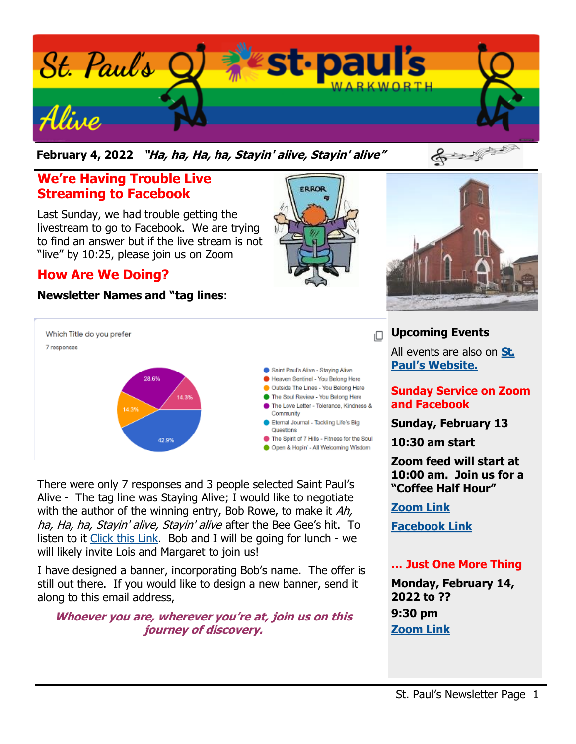# St. Paul's Alive

**February 4, 2022** ***"Ha, ha, Ha, ha, Stayin' alive, Stayin' alive"***

## We're Having Trouble Live Streaming to Facebook

Last Sunday, we had trouble getting the livestream to go to Facebook. We are trying to find an answer but if the live stream is not "live" by 10:25, please join us on Zoom

## How Are We Doing?

**Newsletter Names and "tag lines**:

Which Title do you prefer

7 responses

- Saint Paul's Alive - Staying Alive: 42.9%
- Heaven Sentinel - You Belong Here
- Outside The Lines - You Belong Here: 14.3%
- The Soul Review - You Belong Here
- The Love Letter - Tolerance, Kindness & Community: 28.6%
- Eternal Journal - Tackling Life's Big Questions
- The Spirit of 7 Hills - Fitness for the Soul: 14.3%
- Open & Hopin' - All Welcoming Wisdom

There were only 7 responses and 3 people selected Saint Paul's Alive - The tag line was Staying Alive; I would like to negotiate with the author of the winning entry, Bob Rowe, to make it *Ah, ha, Ha, ha, Stayin' alive, Stayin' alive* after the Bee Gee's hit. To listen to it Click this Link. Bob and I will be going for lunch - we will likely invite Lois and Margaret to join us!

I have designed a banner, incorporating Bob's name. The offer is still out there. If you would like to design a new banner, send it along to this email address,

***Whoever you are, wherever you're at, join us on this journey of discovery.***

## Upcoming Events

All events are also on **St. Paul's Website.**

### Sunday Service on Zoom and Facebook

**Sunday, February 13**

**10:30 am start**

**Zoom feed will start at 10:00 am. Join us for a "Coffee Half Hour"**

**Zoom Link**

**Facebook Link**

### … Just One More Thing

**Monday, February 14, 2022 to ??**

**9:30 pm**

**Zoom Link**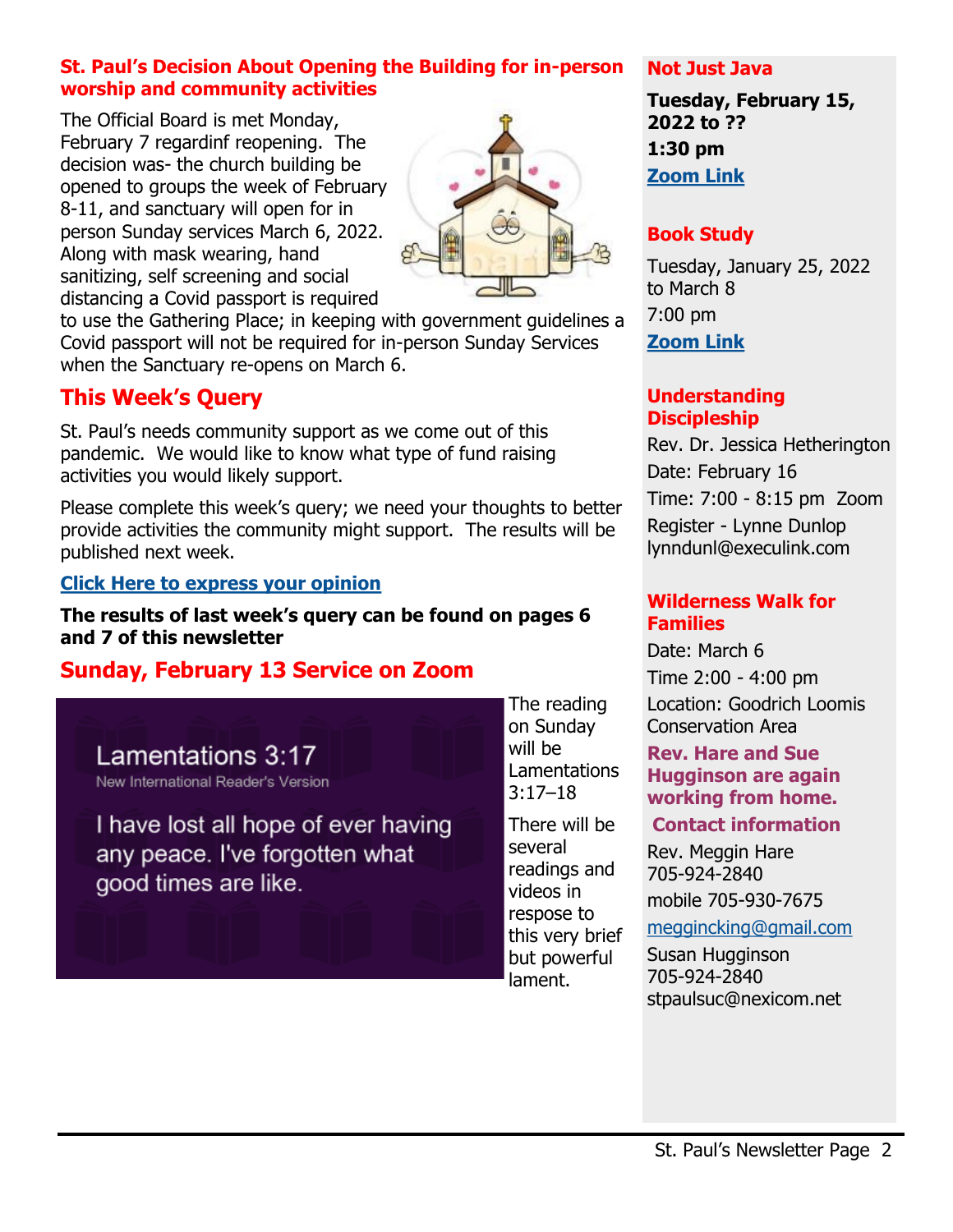## St. Paul's Decision About Opening the Building for in-person worship and community activities

The Official Board is met Monday, February 7 regardinf reopening. The decision was- the church building be opened to groups the week of February 8-11, and sanctuary will open for in person Sunday services March 6, 2022. Along with mask wearing, hand sanitizing, self screening and social distancing a Covid passport is required to use the Gathering Place; in keeping with government guidelines a Covid passport will not be required for in-person Sunday Services when the Sanctuary re-opens on March 6.

## This Week's Query

St. Paul's needs community support as we come out of this pandemic. We would like to know what type of fund raising activities you would likely support.

Please complete this week's query; we need your thoughts to better provide activities the community might support. The results will be published next week.

**Click Here to express your opinion**

**The results of last week's query can be found on pages 6 and 7 of this newsletter**

## Sunday, February 13 Service on Zoom

Lamentations 3:17
New International Reader's Version

I have lost all hope of ever having any peace. I've forgotten what good times are like.

The reading on Sunday will be Lamentations 3:17–18

There will be several readings and videos in respose to this very brief but powerful lament.

### Not Just Java

**Tuesday, February 15, 2022 to ??**

**1:30 pm**

**Zoom Link**

### Book Study

Tuesday, January 25, 2022 to March 8

7:00 pm

**Zoom Link**

### Understanding Discipleship

Rev. Dr. Jessica Hetherington

Date: February 16

Time: 7:00 - 8:15 pm Zoom

Register - Lynne Dunlop
lynndunl@execulink.com

### Wilderness Walk for Families

Date: March 6

Time 2:00 - 4:00 pm

Location: Goodrich Loomis Conservation Area

**Rev. Hare and Sue Hugginson are again working from home.**

**Contact information**

Rev. Meggin Hare
705-924-2840

mobile 705-930-7675

meggincking@gmail.com

Susan Hugginson
705-924-2840
stpaulsuc@nexicom.net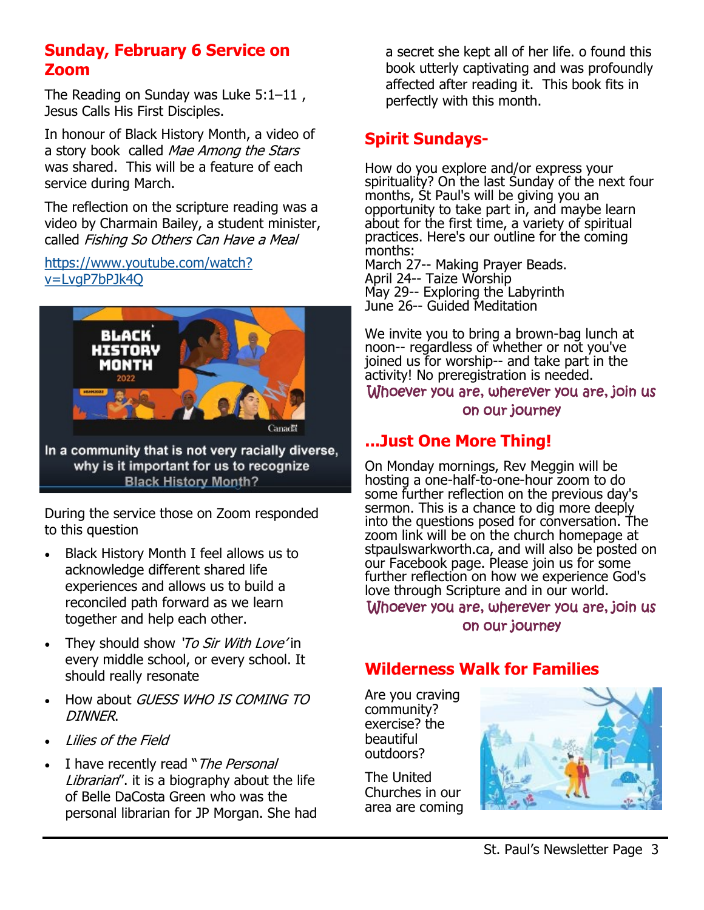## Sunday, February 6 Service on Zoom

The Reading on Sunday was Luke 5:1–11 , Jesus Calls His First Disciples.

In honour of Black History Month, a video of a story book called *Mae Among the Stars* was shared. This will be a feature of each service during March.

The reflection on the scripture reading was a video by Charmain Bailey, a student minister, called *Fishing So Others Can Have a Meal*

https://www.youtube.com/watch?v=LvgP7bPJk4Q

In a community that is not very racially diverse, why is it important for us to recognize Black History Month?

During the service those on Zoom responded to this question

- Black History Month I feel allows us to acknowledge different shared life experiences and allows us to build a reconciled path forward as we learn together and help each other.
- They should show *'To Sir With Love'* in every middle school, or every school. It should really resonate
- How about *GUESS WHO IS COMING TO DINNER*.
- *Lilies of the Field*
- I have recently read "*The Personal Librarian*". it is a biography about the life of Belle DaCosta Green who was the personal librarian for JP Morgan. She had a secret she kept all of her life. o found this book utterly captivating and was profoundly affected after reading it. This book fits in perfectly with this month.

## Spirit Sundays-

How do you explore and/or express your spirituality? On the last Sunday of the next four months, St Paul's will be giving you an opportunity to take part in, and maybe learn about for the first time, a variety of spiritual practices. Here's our outline for the coming months:
March 27-- Making Prayer Beads.
April 24-- Taize Worship
May 29-- Exploring the Labyrinth
June 26-- Guided Meditation

We invite you to bring a brown-bag lunch at noon-- regardless of whether or not you've joined us for worship-- and take part in the activity! No preregistration is needed.

Whoever you are, wherever you are, join us on our journey

## ...Just One More Thing!

On Monday mornings, Rev Meggin will be hosting a one-half-to-one-hour zoom to do some further reflection on the previous day's sermon. This is a chance to dig more deeply into the questions posed for conversation. The zoom link will be on the church homepage at stpaulswarkworth.ca, and will also be posted on our Facebook page. Please join us for some further reflection on how we experience God's love through Scripture and in our world.

Whoever you are, wherever you are, join us on our journey

## Wilderness Walk for Families

Are you craving community? exercise? the beautiful outdoors?

The United Churches in our area are coming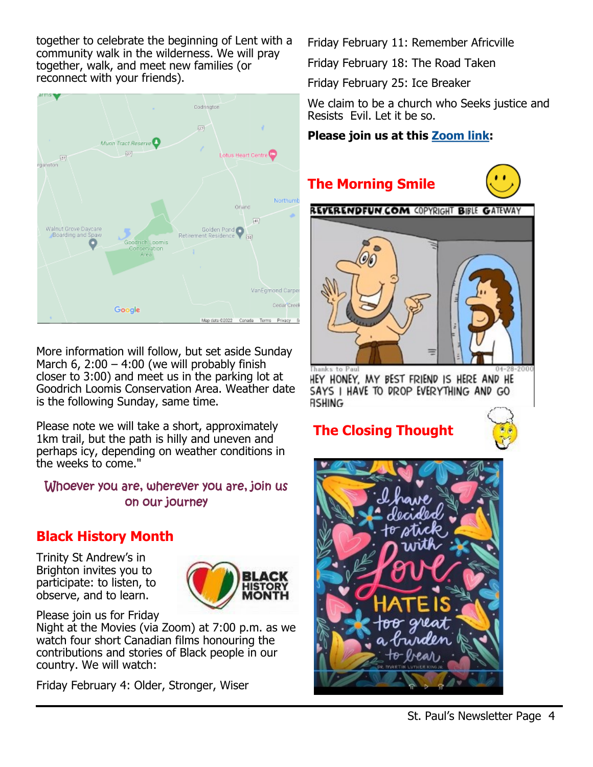together to celebrate the beginning of Lent with a community walk in the wilderness. We will pray together, walk, and meet new families (or reconnect with your friends).

More information will follow, but set aside Sunday March 6, 2:00 – 4:00 (we will probably finish closer to 3:00) and meet us in the parking lot at Goodrich Loomis Conservation Area. Weather date is the following Sunday, same time.

Please note we will take a short, approximately 1km trail, but the path is hilly and uneven and perhaps icy, depending on weather conditions in the weeks to come."

*Whoever you are, wherever you are, join us on our journey*

## Black History Month

Trinity St Andrew's in Brighton invites you to participate: to listen, to observe, and to learn.

Please join us for Friday Night at the Movies (via Zoom) at 7:00 p.m. as we watch four short Canadian films honouring the contributions and stories of Black people in our country. We will watch:

Friday February 4: Older, Stronger, Wiser

Friday February 11: Remember Africville

Friday February 18: The Road Taken

Friday February 25: Ice Breaker

We claim to be a church who Seeks justice and Resists Evil. Let it be so.

**Please join us at this Zoom link:**

## The Morning Smile

REVERENDFUN.COM COPYRIGHT BIBLE GATEWAY

Thanks to Paul 04-28-2000

HEY HONEY, MY BEST FRIEND IS HERE AND HE SAYS I HAVE TO DROP EVERYTHING AND GO FISHING

## The Closing Thought

I have decided to stick with Love. HATE IS too great a burden to bear.

DR. MARTIN LUTHER KING JR.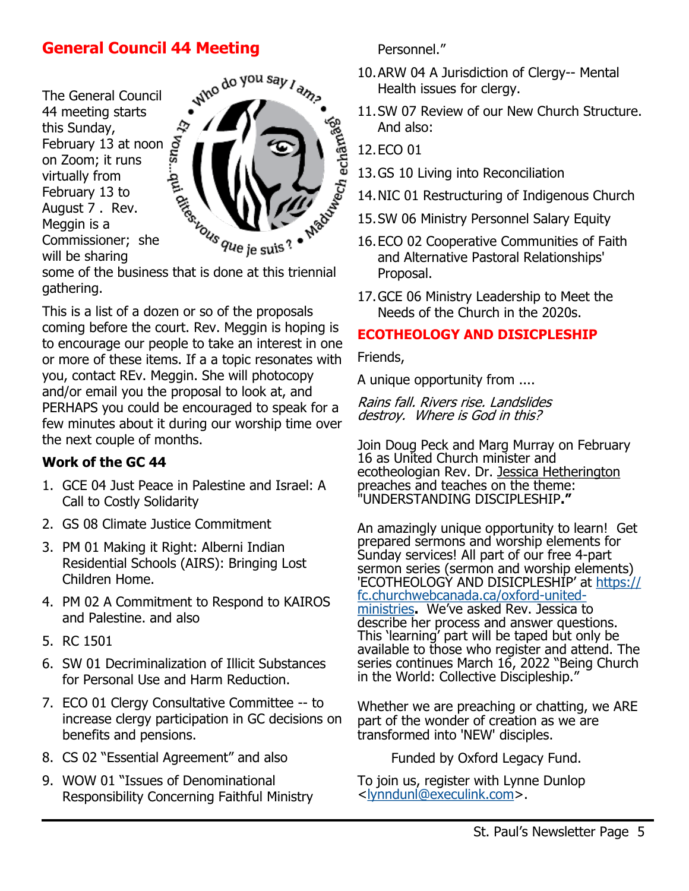## General Council 44 Meeting

The General Council 44 meeting starts this Sunday, February 13 at noon on Zoom; it runs virtually from February 13 to August 7 . Rev. Meggin is a Commissioner; she will be sharing some of the business that is done at this triennial gathering.

This is a list of a dozen or so of the proposals coming before the court. Rev. Meggin is hoping is to encourage our people to take an interest in one or more of these items. If a a topic resonates with you, contact REv. Meggin. She will photocopy and/or email you the proposal to look at, and PERHAPS you could be encouraged to speak for a few minutes about it during our worship time over the next couple of months.

**Work of the GC 44**

1. GCE 04 Just Peace in Palestine and Israel: A Call to Costly Solidarity
2. GS 08 Climate Justice Commitment
3. PM 01 Making it Right: Alberni Indian Residential Schools (AIRS): Bringing Lost Children Home.
4. PM 02 A Commitment to Respond to KAIROS and Palestine. and also
5. RC 1501
6. SW 01 Decriminalization of Illicit Substances for Personal Use and Harm Reduction.
7. ECO 01 Clergy Consultative Committee -- to increase clergy participation in GC decisions on benefits and pensions.
8. CS 02 "Essential Agreement" and also
9. WOW 01 "Issues of Denominational Responsibility Concerning Faithful Ministry Personnel."
10. ARW 04 A Jurisdiction of Clergy-- Mental Health issues for clergy.
11. SW 07 Review of our New Church Structure. And also:
12. ECO 01
13. GS 10 Living into Reconciliation
14. NIC 01 Restructuring of Indigenous Church
15. SW 06 Ministry Personnel Salary Equity
16. ECO 02 Cooperative Communities of Faith and Alternative Pastoral Relationships' Proposal.
17. GCE 06 Ministry Leadership to Meet the Needs of the Church in the 2020s.

## ECOTHEOLOGY AND DISICPLESHIP

Friends,

A unique opportunity from ....

*Rains fall. Rivers rise. Landslides destroy. Where is God in this?*

Join Doug Peck and Marg Murray on February 16 as United Church minister and ecotheologian Rev. Dr. Jessica Hetherington preaches and teaches on the theme: "UNDERSTANDING DISCIPLESHIP**."**

An amazingly unique opportunity to learn! Get prepared sermons and worship elements for Sunday services! All part of our free 4-part sermon series (sermon and worship elements) 'ECOTHEOLOGY AND DISICPLESHIP' at https://fc.churchwebcanada.ca/oxford-united-ministries**.** We've asked Rev. Jessica to describe her process and answer questions. This 'learning' part will be taped but only be available to those who register and attend. The series continues March 16, 2022 "Being Church in the World: Collective Discipleship."

Whether we are preaching or chatting, we ARE part of the wonder of creation as we are transformed into 'NEW' disciples.

Funded by Oxford Legacy Fund.

To join us, register with Lynne Dunlop <lynndunl@execulink.com>.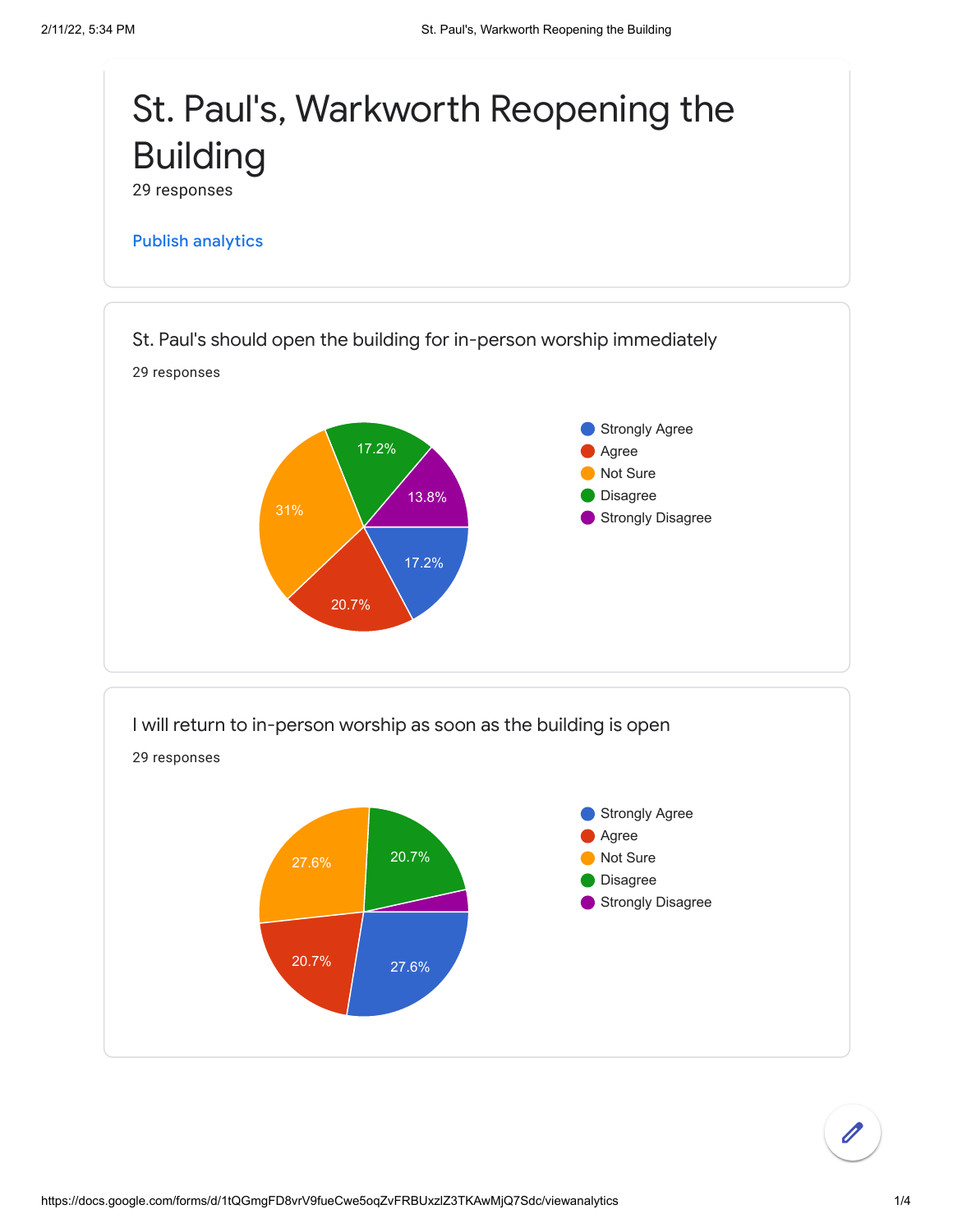# St. Paul's, Warkworth Reopening the Building

29 responses

Publish analytics

## St. Paul's should open the building for in-person worship immediately

29 responses

| Response | Percentage |
| --- | --- |
| Strongly Agree | 17.2% |
| Agree | 20.7% |
| Not Sure | 31% |
| Disagree | 17.2% |
| Strongly Disagree | 13.8% |

## I will return to in-person worship as soon as the building is open

29 responses

| Response | Percentage |
| --- | --- |
| Strongly Agree | 27.6% |
| Agree | 20.7% |
| Not Sure | 27.6% |
| Disagree | 20.7% |
| Strongly Disagree | |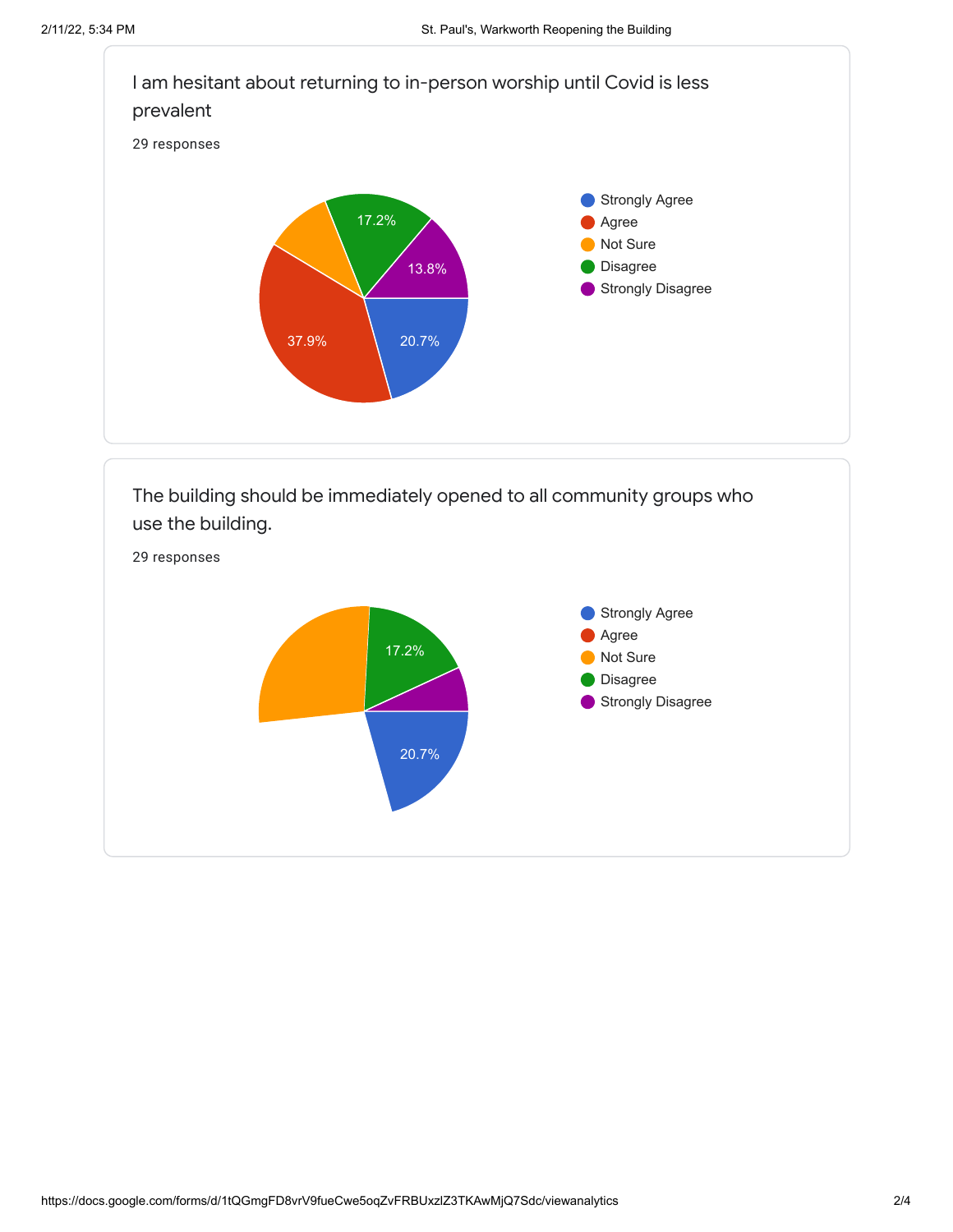I am hesitant about returning to in-person worship until Covid is less prevalent

29 responses

17.2%
13.8%
37.9%
20.7%

Strongly Agree
Agree
Not Sure
Disagree
Strongly Disagree

The building should be immediately opened to all community groups who use the building.

29 responses

17.2%
20.7%

Strongly Agree
Agree
Not Sure
Disagree
Strongly Disagree